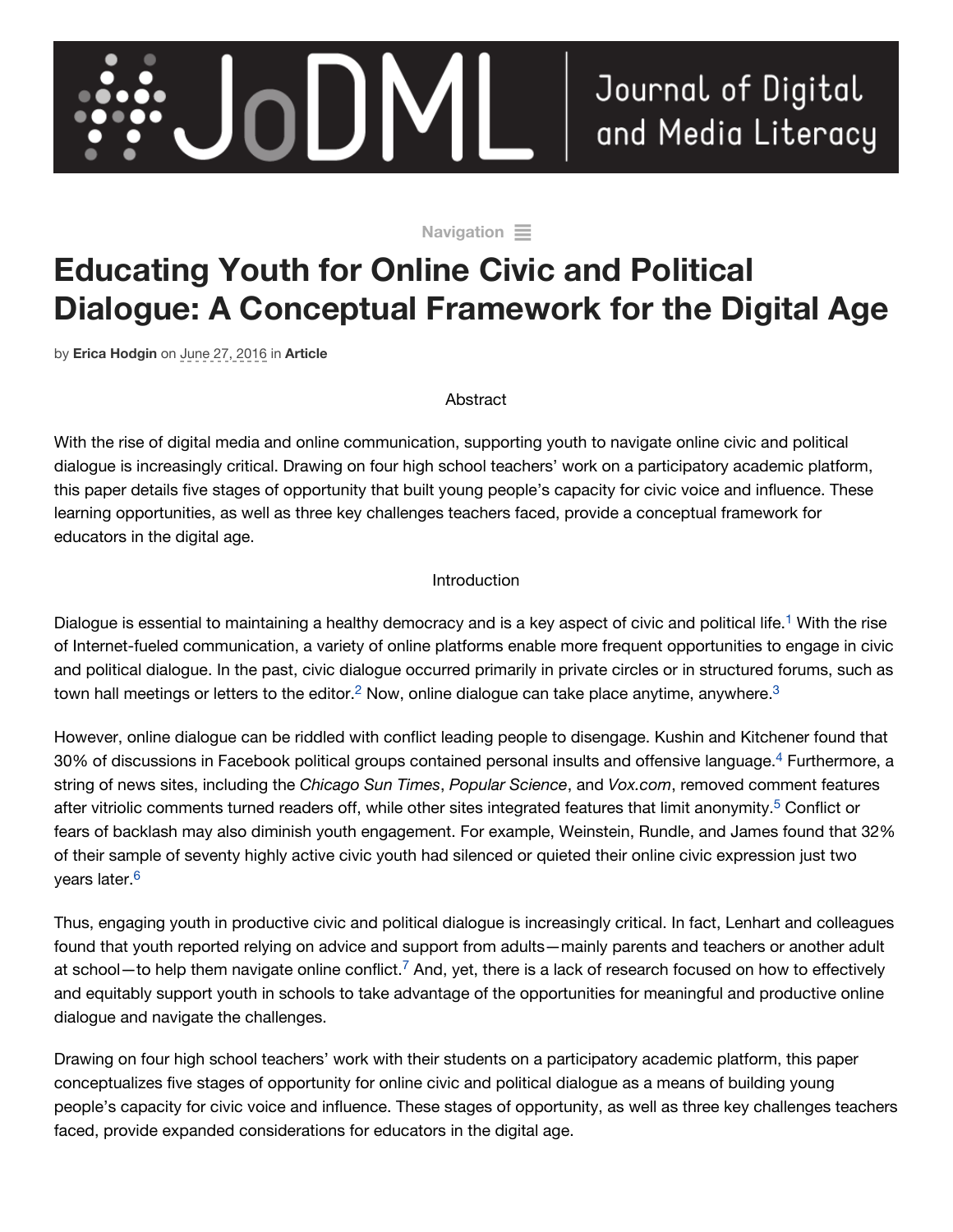# Educating Youth for Online Civic and Political Dialogue: A Conceptual Framework for the Digital Age

by **Erica Hodgin** on June 27, 2016 in **Article**

## Abstract

With the rise of digital media and online communication, supporting youth to navigate online civic and political dialogue is increasingly critical. Drawing on four high school teachers' work on a participatory academic platform, this paper details five stages of opportunity that built young people's capacity for civic voice and influence. These learning opportunities, as well as three key challenges teachers faced, provide a conceptual framework for educators in the digital age.

## Introduction

Dialogue is essential to maintaining a healthy democracy and is a key aspect of civic and political life.[1] With the rise of Internet-fueled communication, a variety of online platforms enable more frequent opportunities to engage in civic and political dialogue. In the past, civic dialogue occurred primarily in private circles or in structured forums, such as town hall meetings or letters to the editor.[2] Now, online dialogue can take place anytime, anywhere.[3]

However, online dialogue can be riddled with conflict leading people to disengage. Kushin and Kitchener found that 30% of discussions in Facebook political groups contained personal insults and offensive language.[4] Furthermore, a string of news sites, including the *Chicago Sun Times*, *Popular Science*, and *Vox.com*, removed comment features after vitriolic comments turned readers off, while other sites integrated features that limit anonymity.[5] Conflict or fears of backlash may also diminish youth engagement. For example, Weinstein, Rundle, and James found that 32% of their sample of seventy highly active civic youth had silenced or quieted their online civic expression just two years later.[6]

Thus, engaging youth in productive civic and political dialogue is increasingly critical. In fact, Lenhart and colleagues found that youth reported relying on advice and support from adults—mainly parents and teachers or another adult at school—to help them navigate online conflict.[7] And, yet, there is a lack of research focused on how to effectively and equitably support youth in schools to take advantage of the opportunities for meaningful and productive online dialogue and navigate the challenges.

Drawing on four high school teachers' work with their students on a participatory academic platform, this paper conceptualizes five stages of opportunity for online civic and political dialogue as a means of building young people's capacity for civic voice and influence. These stages of opportunity, as well as three key challenges teachers faced, provide expanded considerations for educators in the digital age.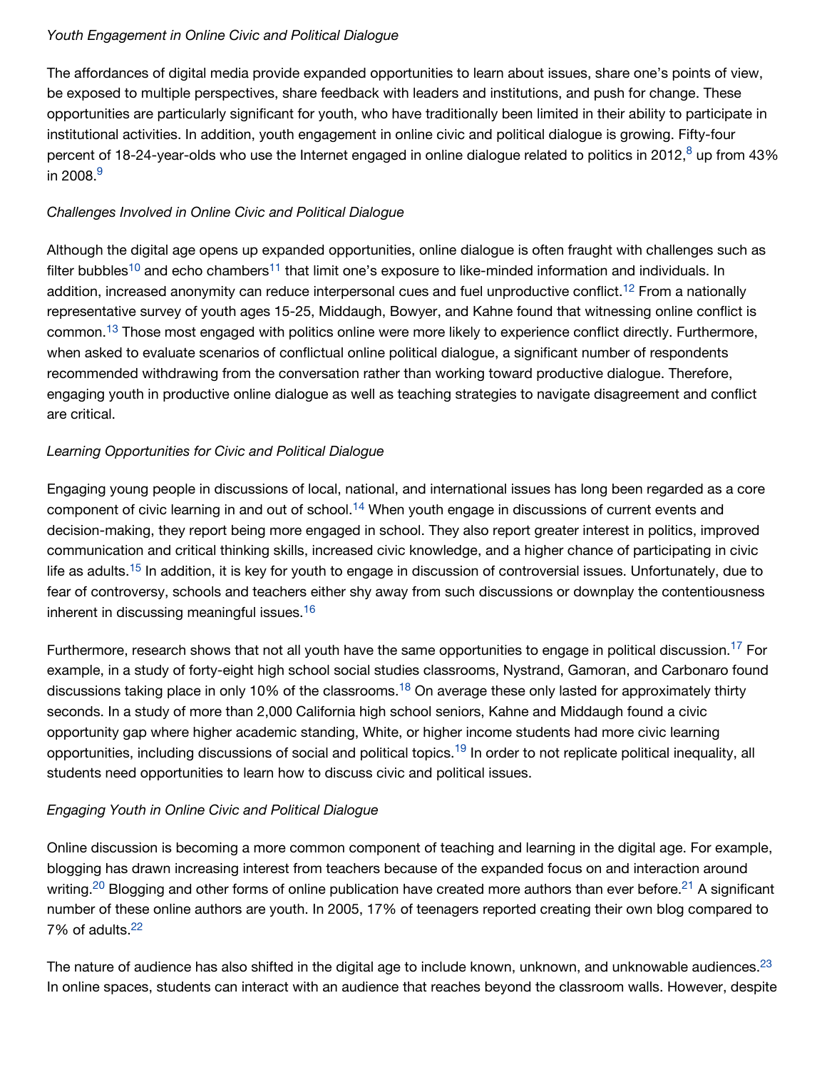*Youth Engagement in Online Civic and Political Dialogue*

The affordances of digital media provide expanded opportunities to learn about issues, share one's points of view, be exposed to multiple perspectives, share feedback with leaders and institutions, and push for change. These opportunities are particularly significant for youth, who have traditionally been limited in their ability to participate in institutional activities. In addition, youth engagement in online civic and political dialogue is growing. Fifty-four percent of 18-24-year-olds who use the Internet engaged in online dialogue related to politics in 2012,[8] up from 43% in 2008.[9]

*Challenges Involved in Online Civic and Political Dialogue*

Although the digital age opens up expanded opportunities, online dialogue is often fraught with challenges such as filter bubbles[10] and echo chambers[11] that limit one's exposure to like-minded information and individuals. In addition, increased anonymity can reduce interpersonal cues and fuel unproductive conflict.[12] From a nationally representative survey of youth ages 15-25, Middaugh, Bowyer, and Kahne found that witnessing online conflict is common.[13] Those most engaged with politics online were more likely to experience conflict directly. Furthermore, when asked to evaluate scenarios of conflictual online political dialogue, a significant number of respondents recommended withdrawing from the conversation rather than working toward productive dialogue. Therefore, engaging youth in productive online dialogue as well as teaching strategies to navigate disagreement and conflict are critical.

*Learning Opportunities for Civic and Political Dialogue*

Engaging young people in discussions of local, national, and international issues has long been regarded as a core component of civic learning in and out of school.[14] When youth engage in discussions of current events and decision-making, they report being more engaged in school. They also report greater interest in politics, improved communication and critical thinking skills, increased civic knowledge, and a higher chance of participating in civic life as adults.[15] In addition, it is key for youth to engage in discussion of controversial issues. Unfortunately, due to fear of controversy, schools and teachers either shy away from such discussions or downplay the contentiousness inherent in discussing meaningful issues.[16]

Furthermore, research shows that not all youth have the same opportunities to engage in political discussion.[17] For example, in a study of forty-eight high school social studies classrooms, Nystrand, Gamoran, and Carbonaro found discussions taking place in only 10% of the classrooms.[18] On average these only lasted for approximately thirty seconds. In a study of more than 2,000 California high school seniors, Kahne and Middaugh found a civic opportunity gap where higher academic standing, White, or higher income students had more civic learning opportunities, including discussions of social and political topics.[19] In order to not replicate political inequality, all students need opportunities to learn how to discuss civic and political issues.

*Engaging Youth in Online Civic and Political Dialogue*

Online discussion is becoming a more common component of teaching and learning in the digital age. For example, blogging has drawn increasing interest from teachers because of the expanded focus on and interaction around writing.[20] Blogging and other forms of online publication have created more authors than ever before.[21] A significant number of these online authors are youth. In 2005, 17% of teenagers reported creating their own blog compared to 7% of adults.[22]

The nature of audience has also shifted in the digital age to include known, unknown, and unknowable audiences.[23] In online spaces, students can interact with an audience that reaches beyond the classroom walls. However, despite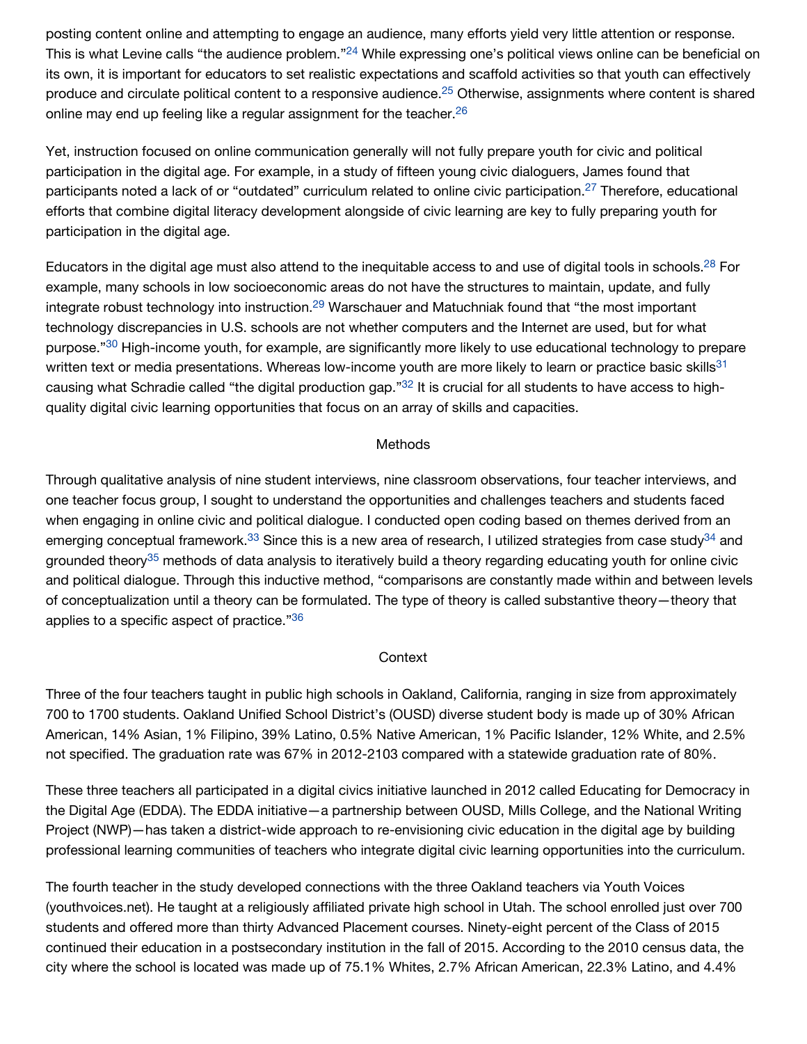posting content online and attempting to engage an audience, many efforts yield very little attention or response. This is what Levine calls "the audience problem."[24] While expressing one's political views online can be beneficial on its own, it is important for educators to set realistic expectations and scaffold activities so that youth can effectively produce and circulate political content to a responsive audience.[25] Otherwise, assignments where content is shared online may end up feeling like a regular assignment for the teacher.[26]

Yet, instruction focused on online communication generally will not fully prepare youth for civic and political participation in the digital age. For example, in a study of fifteen young civic dialoguers, James found that participants noted a lack of or "outdated" curriculum related to online civic participation.[27] Therefore, educational efforts that combine digital literacy development alongside of civic learning are key to fully preparing youth for participation in the digital age.

Educators in the digital age must also attend to the inequitable access to and use of digital tools in schools.[28] For example, many schools in low socioeconomic areas do not have the structures to maintain, update, and fully integrate robust technology into instruction.[29] Warschauer and Matuchniak found that "the most important technology discrepancies in U.S. schools are not whether computers and the Internet are used, but for what purpose."[30] High-income youth, for example, are significantly more likely to use educational technology to prepare written text or media presentations. Whereas low-income youth are more likely to learn or practice basic skills[31] causing what Schradie called "the digital production gap."[32] It is crucial for all students to have access to high-quality digital civic learning opportunities that focus on an array of skills and capacities.

## Methods

Through qualitative analysis of nine student interviews, nine classroom observations, four teacher interviews, and one teacher focus group, I sought to understand the opportunities and challenges teachers and students faced when engaging in online civic and political dialogue. I conducted open coding based on themes derived from an emerging conceptual framework.[33] Since this is a new area of research, I utilized strategies from case study[34] and grounded theory[35] methods of data analysis to iteratively build a theory regarding educating youth for online civic and political dialogue. Through this inductive method, "comparisons are constantly made within and between levels of conceptualization until a theory can be formulated. The type of theory is called substantive theory—theory that applies to a specific aspect of practice."[36]

## Context

Three of the four teachers taught in public high schools in Oakland, California, ranging in size from approximately 700 to 1700 students. Oakland Unified School District's (OUSD) diverse student body is made up of 30% African American, 14% Asian, 1% Filipino, 39% Latino, 0.5% Native American, 1% Pacific Islander, 12% White, and 2.5% not specified. The graduation rate was 67% in 2012-2103 compared with a statewide graduation rate of 80%.

These three teachers all participated in a digital civics initiative launched in 2012 called Educating for Democracy in the Digital Age (EDDA). The EDDA initiative—a partnership between OUSD, Mills College, and the National Writing Project (NWP)—has taken a district-wide approach to re-envisioning civic education in the digital age by building professional learning communities of teachers who integrate digital civic learning opportunities into the curriculum.

The fourth teacher in the study developed connections with the three Oakland teachers via Youth Voices (youthvoices.net). He taught at a religiously affiliated private high school in Utah. The school enrolled just over 700 students and offered more than thirty Advanced Placement courses. Ninety-eight percent of the Class of 2015 continued their education in a postsecondary institution in the fall of 2015. According to the 2010 census data, the city where the school is located was made up of 75.1% Whites, 2.7% African American, 22.3% Latino, and 4.4%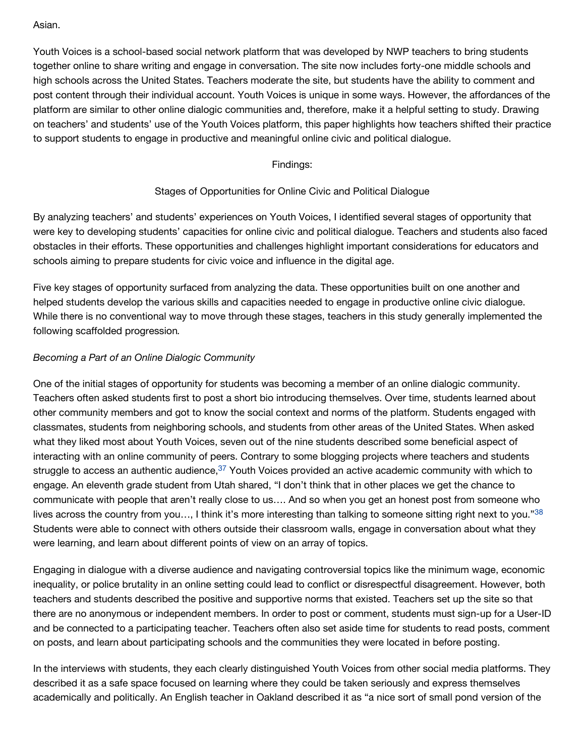Asian.

Youth Voices is a school-based social network platform that was developed by NWP teachers to bring students together online to share writing and engage in conversation. The site now includes forty-one middle schools and high schools across the United States. Teachers moderate the site, but students have the ability to comment and post content through their individual account. Youth Voices is unique in some ways. However, the affordances of the platform are similar to other online dialogic communities and, therefore, make it a helpful setting to study. Drawing on teachers' and students' use of the Youth Voices platform, this paper highlights how teachers shifted their practice to support students to engage in productive and meaningful online civic and political dialogue.

## Findings:

### Stages of Opportunities for Online Civic and Political Dialogue

By analyzing teachers' and students' experiences on Youth Voices, I identified several stages of opportunity that were key to developing students' capacities for online civic and political dialogue. Teachers and students also faced obstacles in their efforts. These opportunities and challenges highlight important considerations for educators and schools aiming to prepare students for civic voice and influence in the digital age.

Five key stages of opportunity surfaced from analyzing the data. These opportunities built on one another and helped students develop the various skills and capacities needed to engage in productive online civic dialogue. While there is no conventional way to move through these stages, teachers in this study generally implemented the following scaffolded progression.

#### *Becoming a Part of an Online Dialogic Community*

One of the initial stages of opportunity for students was becoming a member of an online dialogic community. Teachers often asked students first to post a short bio introducing themselves. Over time, students learned about other community members and got to know the social context and norms of the platform. Students engaged with classmates, students from neighboring schools, and students from other areas of the United States. When asked what they liked most about Youth Voices, seven out of the nine students described some beneficial aspect of interacting with an online community of peers. Contrary to some blogging projects where teachers and students struggle to access an authentic audience,[37] Youth Voices provided an active academic community with which to engage. An eleventh grade student from Utah shared, "I don't think that in other places we get the chance to communicate with people that aren't really close to us…. And so when you get an honest post from someone who lives across the country from you…, I think it's more interesting than talking to someone sitting right next to you."[38] Students were able to connect with others outside their classroom walls, engage in conversation about what they were learning, and learn about different points of view on an array of topics.

Engaging in dialogue with a diverse audience and navigating controversial topics like the minimum wage, economic inequality, or police brutality in an online setting could lead to conflict or disrespectful disagreement. However, both teachers and students described the positive and supportive norms that existed. Teachers set up the site so that there are no anonymous or independent members. In order to post or comment, students must sign-up for a User-ID and be connected to a participating teacher. Teachers often also set aside time for students to read posts, comment on posts, and learn about participating schools and the communities they were located in before posting.

In the interviews with students, they each clearly distinguished Youth Voices from other social media platforms. They described it as a safe space focused on learning where they could be taken seriously and express themselves academically and politically. An English teacher in Oakland described it as "a nice sort of small pond version of the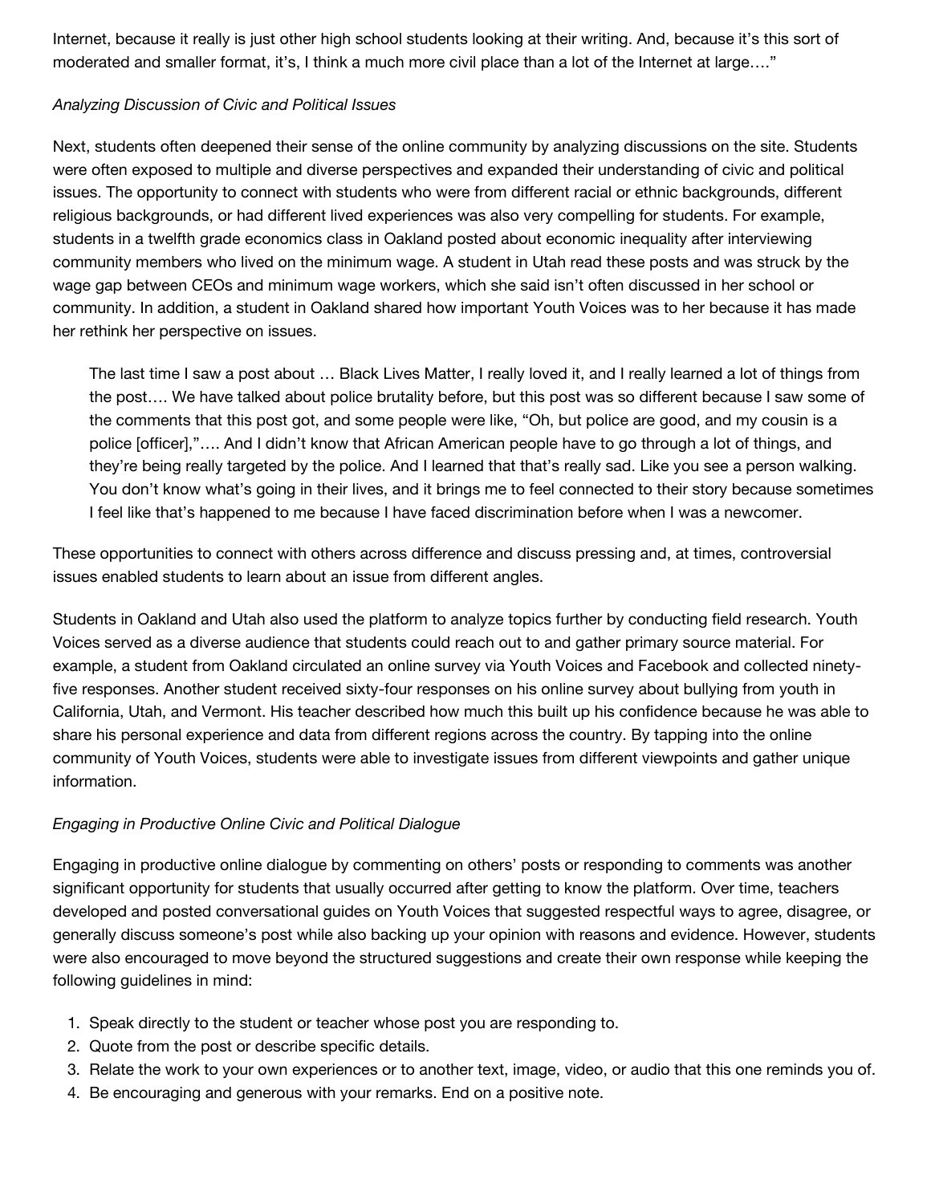Internet, because it really is just other high school students looking at their writing. And, because it's this sort of moderated and smaller format, it's, I think a much more civil place than a lot of the Internet at large…."

*Analyzing Discussion of Civic and Political Issues*

Next, students often deepened their sense of the online community by analyzing discussions on the site. Students were often exposed to multiple and diverse perspectives and expanded their understanding of civic and political issues. The opportunity to connect with students who were from different racial or ethnic backgrounds, different religious backgrounds, or had different lived experiences was also very compelling for students. For example, students in a twelfth grade economics class in Oakland posted about economic inequality after interviewing community members who lived on the minimum wage. A student in Utah read these posts and was struck by the wage gap between CEOs and minimum wage workers, which she said isn't often discussed in her school or community. In addition, a student in Oakland shared how important Youth Voices was to her because it has made her rethink her perspective on issues.

> The last time I saw a post about … Black Lives Matter, I really loved it, and I really learned a lot of things from the post…. We have talked about police brutality before, but this post was so different because I saw some of the comments that this post got, and some people were like, "Oh, but police are good, and my cousin is a police [officer],"…. And I didn't know that African American people have to go through a lot of things, and they're being really targeted by the police. And I learned that that's really sad. Like you see a person walking. You don't know what's going in their lives, and it brings me to feel connected to their story because sometimes I feel like that's happened to me because I have faced discrimination before when I was a newcomer.

These opportunities to connect with others across difference and discuss pressing and, at times, controversial issues enabled students to learn about an issue from different angles.

Students in Oakland and Utah also used the platform to analyze topics further by conducting field research. Youth Voices served as a diverse audience that students could reach out to and gather primary source material. For example, a student from Oakland circulated an online survey via Youth Voices and Facebook and collected ninety-five responses. Another student received sixty-four responses on his online survey about bullying from youth in California, Utah, and Vermont. His teacher described how much this built up his confidence because he was able to share his personal experience and data from different regions across the country. By tapping into the online community of Youth Voices, students were able to investigate issues from different viewpoints and gather unique information.

*Engaging in Productive Online Civic and Political Dialogue*

Engaging in productive online dialogue by commenting on others' posts or responding to comments was another significant opportunity for students that usually occurred after getting to know the platform. Over time, teachers developed and posted conversational guides on Youth Voices that suggested respectful ways to agree, disagree, or generally discuss someone's post while also backing up your opinion with reasons and evidence. However, students were also encouraged to move beyond the structured suggestions and create their own response while keeping the following guidelines in mind:

1. Speak directly to the student or teacher whose post you are responding to.
2. Quote from the post or describe specific details.
3. Relate the work to your own experiences or to another text, image, video, or audio that this one reminds you of.
4. Be encouraging and generous with your remarks. End on a positive note.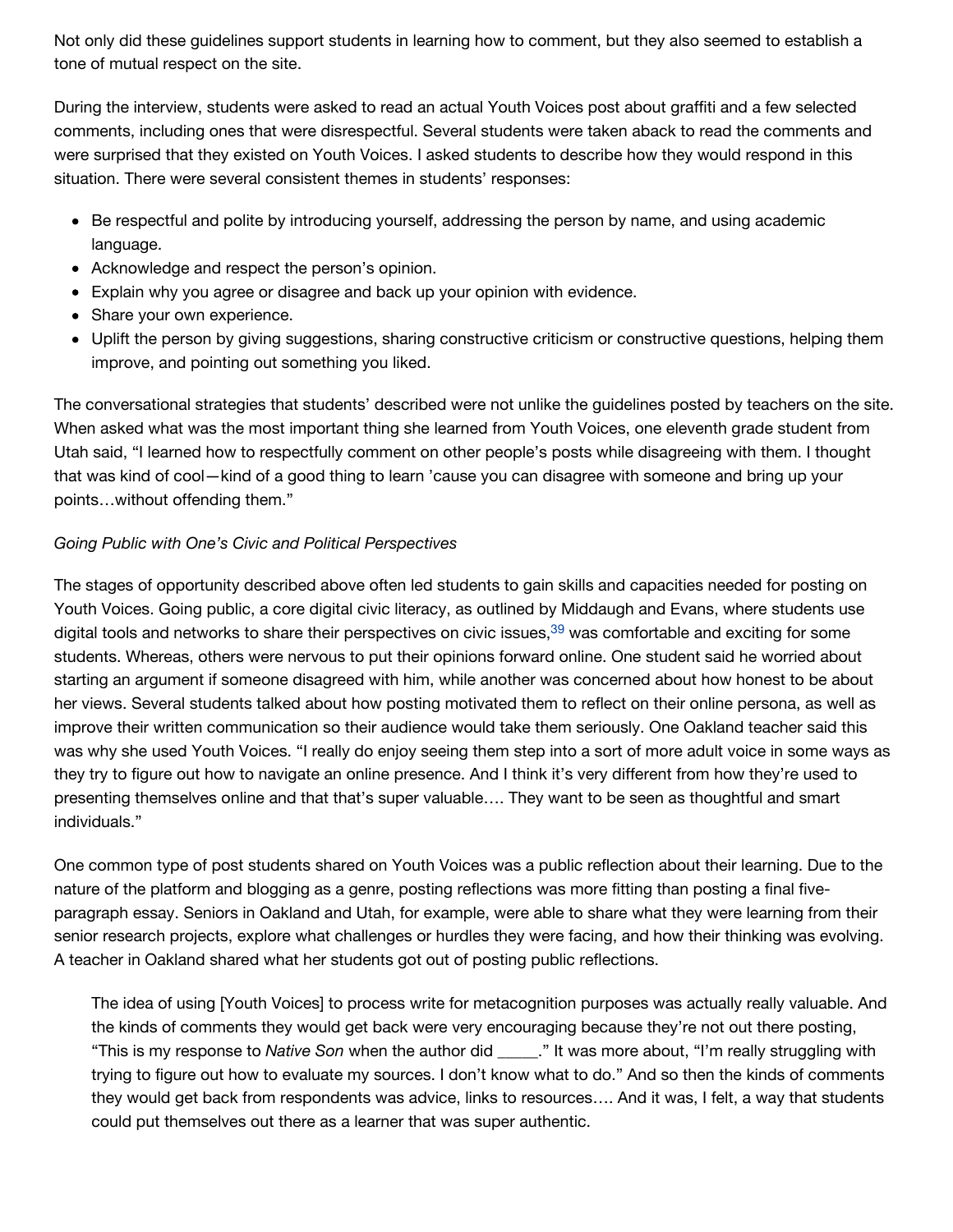Not only did these guidelines support students in learning how to comment, but they also seemed to establish a tone of mutual respect on the site.

During the interview, students were asked to read an actual Youth Voices post about graffiti and a few selected comments, including ones that were disrespectful. Several students were taken aback to read the comments and were surprised that they existed on Youth Voices. I asked students to describe how they would respond in this situation. There were several consistent themes in students' responses:

- Be respectful and polite by introducing yourself, addressing the person by name, and using academic language.
- Acknowledge and respect the person's opinion.
- Explain why you agree or disagree and back up your opinion with evidence.
- Share your own experience.
- Uplift the person by giving suggestions, sharing constructive criticism or constructive questions, helping them improve, and pointing out something you liked.

The conversational strategies that students' described were not unlike the guidelines posted by teachers on the site. When asked what was the most important thing she learned from Youth Voices, one eleventh grade student from Utah said, "I learned how to respectfully comment on other people's posts while disagreeing with them. I thought that was kind of cool—kind of a good thing to learn 'cause you can disagree with someone and bring up your points…without offending them."

*Going Public with One's Civic and Political Perspectives*

The stages of opportunity described above often led students to gain skills and capacities needed for posting on Youth Voices. Going public, a core digital civic literacy, as outlined by Middaugh and Evans, where students use digital tools and networks to share their perspectives on civic issues,[39] was comfortable and exciting for some students. Whereas, others were nervous to put their opinions forward online. One student said he worried about starting an argument if someone disagreed with him, while another was concerned about how honest to be about her views. Several students talked about how posting motivated them to reflect on their online persona, as well as improve their written communication so their audience would take them seriously. One Oakland teacher said this was why she used Youth Voices. "I really do enjoy seeing them step into a sort of more adult voice in some ways as they try to figure out how to navigate an online presence. And I think it's very different from how they're used to presenting themselves online and that that's super valuable…. They want to be seen as thoughtful and smart individuals."

One common type of post students shared on Youth Voices was a public reflection about their learning. Due to the nature of the platform and blogging as a genre, posting reflections was more fitting than posting a final five-paragraph essay. Seniors in Oakland and Utah, for example, were able to share what they were learning from their senior research projects, explore what challenges or hurdles they were facing, and how their thinking was evolving. A teacher in Oakland shared what her students got out of posting public reflections.

> The idea of using [Youth Voices] to process write for metacognition purposes was actually really valuable. And the kinds of comments they would get back were very encouraging because they're not out there posting, "This is my response to *Native Son* when the author did _____." It was more about, "I'm really struggling with trying to figure out how to evaluate my sources. I don't know what to do." And so then the kinds of comments they would get back from respondents was advice, links to resources…. And it was, I felt, a way that students could put themselves out there as a learner that was super authentic.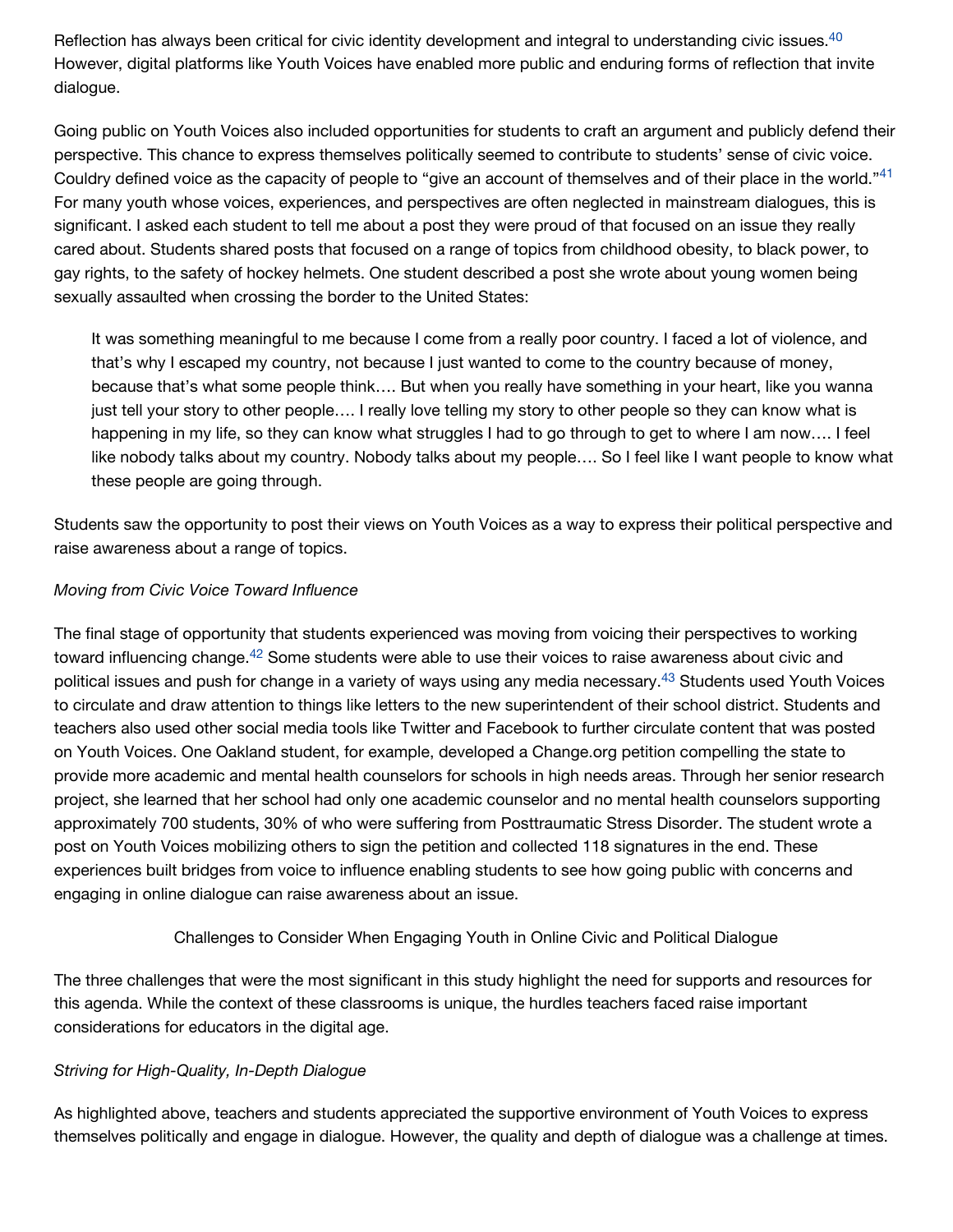Reflection has always been critical for civic identity development and integral to understanding civic issues.[40] However, digital platforms like Youth Voices have enabled more public and enduring forms of reflection that invite dialogue.

Going public on Youth Voices also included opportunities for students to craft an argument and publicly defend their perspective. This chance to express themselves politically seemed to contribute to students' sense of civic voice. Couldry defined voice as the capacity of people to "give an account of themselves and of their place in the world."[41] For many youth whose voices, experiences, and perspectives are often neglected in mainstream dialogues, this is significant. I asked each student to tell me about a post they were proud of that focused on an issue they really cared about. Students shared posts that focused on a range of topics from childhood obesity, to black power, to gay rights, to the safety of hockey helmets. One student described a post she wrote about young women being sexually assaulted when crossing the border to the United States:

> It was something meaningful to me because I come from a really poor country. I faced a lot of violence, and that's why I escaped my country, not because I just wanted to come to the country because of money, because that's what some people think…. But when you really have something in your heart, like you wanna just tell your story to other people…. I really love telling my story to other people so they can know what is happening in my life, so they can know what struggles I had to go through to get to where I am now…. I feel like nobody talks about my country. Nobody talks about my people…. So I feel like I want people to know what these people are going through.

Students saw the opportunity to post their views on Youth Voices as a way to express their political perspective and raise awareness about a range of topics.

### *Moving from Civic Voice Toward Influence*

The final stage of opportunity that students experienced was moving from voicing their perspectives to working toward influencing change.[42] Some students were able to use their voices to raise awareness about civic and political issues and push for change in a variety of ways using any media necessary.[43] Students used Youth Voices to circulate and draw attention to things like letters to the new superintendent of their school district. Students and teachers also used other social media tools like Twitter and Facebook to further circulate content that was posted on Youth Voices. One Oakland student, for example, developed a Change.org petition compelling the state to provide more academic and mental health counselors for schools in high needs areas. Through her senior research project, she learned that her school had only one academic counselor and no mental health counselors supporting approximately 700 students, 30% of who were suffering from Posttraumatic Stress Disorder. The student wrote a post on Youth Voices mobilizing others to sign the petition and collected 118 signatures in the end. These experiences built bridges from voice to influence enabling students to see how going public with concerns and engaging in online dialogue can raise awareness about an issue.

## Challenges to Consider When Engaging Youth in Online Civic and Political Dialogue

The three challenges that were the most significant in this study highlight the need for supports and resources for this agenda. While the context of these classrooms is unique, the hurdles teachers faced raise important considerations for educators in the digital age.

### *Striving for High-Quality, In-Depth Dialogue*

As highlighted above, teachers and students appreciated the supportive environment of Youth Voices to express themselves politically and engage in dialogue. However, the quality and depth of dialogue was a challenge at times.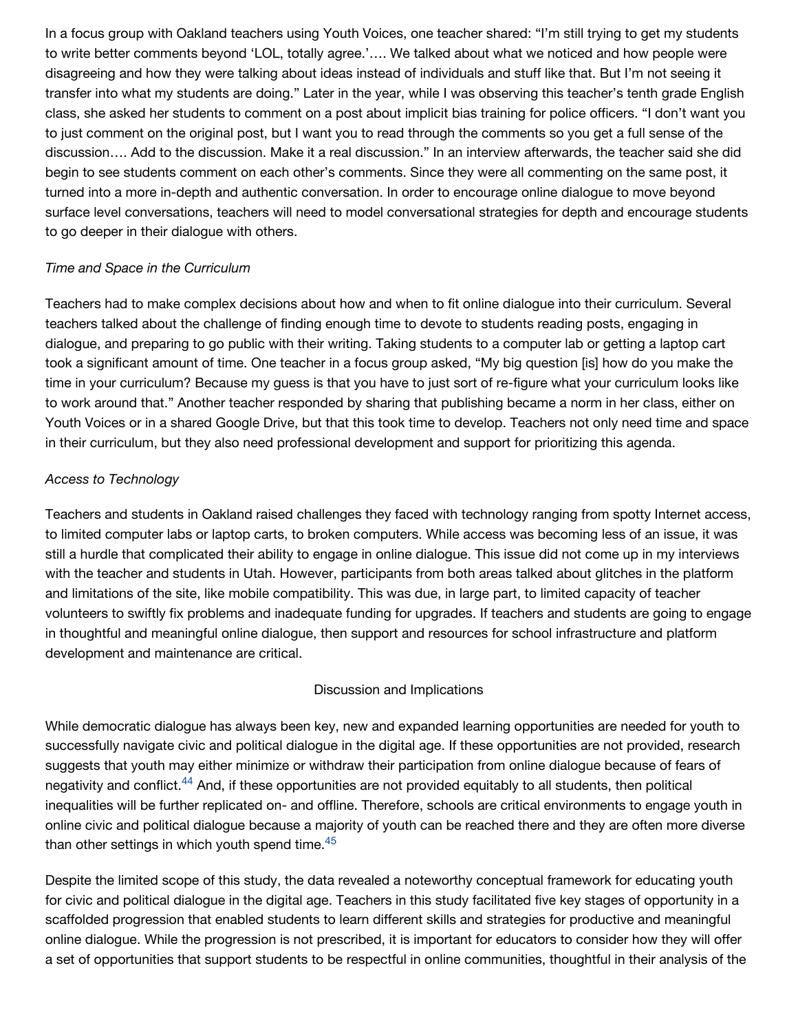In a focus group with Oakland teachers using Youth Voices, one teacher shared: "I'm still trying to get my students to write better comments beyond 'LOL, totally agree.'…. We talked about what we noticed and how people were disagreeing and how they were talking about ideas instead of individuals and stuff like that. But I'm not seeing it transfer into what my students are doing." Later in the year, while I was observing this teacher's tenth grade English class, she asked her students to comment on a post about implicit bias training for police officers. "I don't want you to just comment on the original post, but I want you to read through the comments so you get a full sense of the discussion…. Add to the discussion. Make it a real discussion." In an interview afterwards, the teacher said she did begin to see students comment on each other's comments. Since they were all commenting on the same post, it turned into a more in-depth and authentic conversation. In order to encourage online dialogue to move beyond surface level conversations, teachers will need to model conversational strategies for depth and encourage students to go deeper in their dialogue with others.

### *Time and Space in the Curriculum*

Teachers had to make complex decisions about how and when to fit online dialogue into their curriculum. Several teachers talked about the challenge of finding enough time to devote to students reading posts, engaging in dialogue, and preparing to go public with their writing. Taking students to a computer lab or getting a laptop cart took a significant amount of time. One teacher in a focus group asked, "My big question [is] how do you make the time in your curriculum? Because my guess is that you have to just sort of re-figure what your curriculum looks like to work around that." Another teacher responded by sharing that publishing became a norm in her class, either on Youth Voices or in a shared Google Drive, but that this took time to develop. Teachers not only need time and space in their curriculum, but they also need professional development and support for prioritizing this agenda.

### *Access to Technology*

Teachers and students in Oakland raised challenges they faced with technology ranging from spotty Internet access, to limited computer labs or laptop carts, to broken computers. While access was becoming less of an issue, it was still a hurdle that complicated their ability to engage in online dialogue. This issue did not come up in my interviews with the teacher and students in Utah. However, participants from both areas talked about glitches in the platform and limitations of the site, like mobile compatibility. This was due, in large part, to limited capacity of teacher volunteers to swiftly fix problems and inadequate funding for upgrades. If teachers and students are going to engage in thoughtful and meaningful online dialogue, then support and resources for school infrastructure and platform development and maintenance are critical.

## Discussion and Implications

While democratic dialogue has always been key, new and expanded learning opportunities are needed for youth to successfully navigate civic and political dialogue in the digital age. If these opportunities are not provided, research suggests that youth may either minimize or withdraw their participation from online dialogue because of fears of negativity and conflict.[44] And, if these opportunities are not provided equitably to all students, then political inequalities will be further replicated on- and offline. Therefore, schools are critical environments to engage youth in online civic and political dialogue because a majority of youth can be reached there and they are often more diverse than other settings in which youth spend time.[45]

Despite the limited scope of this study, the data revealed a noteworthy conceptual framework for educating youth for civic and political dialogue in the digital age. Teachers in this study facilitated five key stages of opportunity in a scaffolded progression that enabled students to learn different skills and strategies for productive and meaningful online dialogue. While the progression is not prescribed, it is important for educators to consider how they will offer a set of opportunities that support students to be respectful in online communities, thoughtful in their analysis of the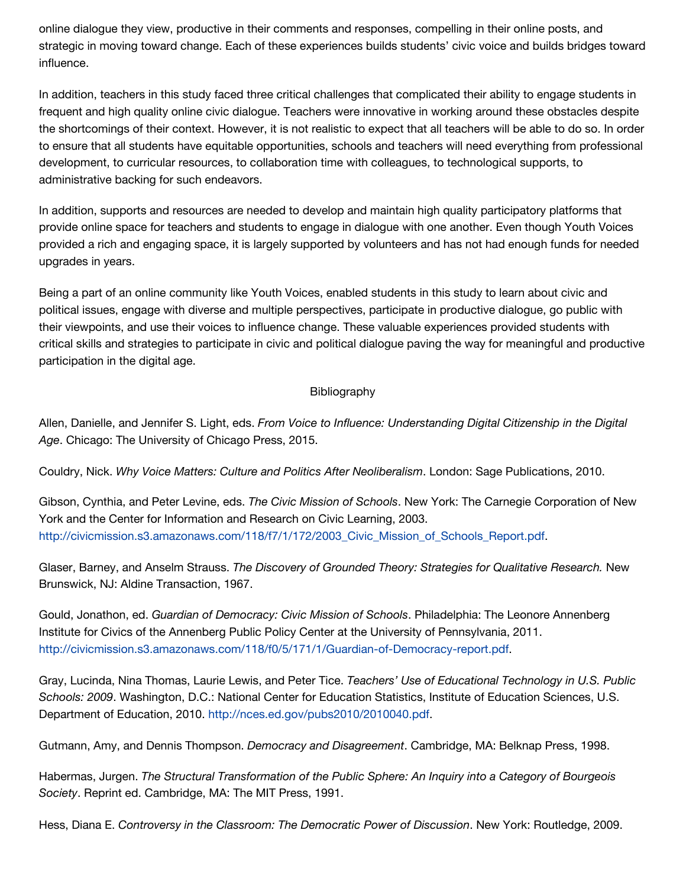online dialogue they view, productive in their comments and responses, compelling in their online posts, and strategic in moving toward change. Each of these experiences builds students' civic voice and builds bridges toward influence.

In addition, teachers in this study faced three critical challenges that complicated their ability to engage students in frequent and high quality online civic dialogue. Teachers were innovative in working around these obstacles despite the shortcomings of their context. However, it is not realistic to expect that all teachers will be able to do so. In order to ensure that all students have equitable opportunities, schools and teachers will need everything from professional development, to curricular resources, to collaboration time with colleagues, to technological supports, to administrative backing for such endeavors.

In addition, supports and resources are needed to develop and maintain high quality participatory platforms that provide online space for teachers and students to engage in dialogue with one another. Even though Youth Voices provided a rich and engaging space, it is largely supported by volunteers and has not had enough funds for needed upgrades in years.

Being a part of an online community like Youth Voices, enabled students in this study to learn about civic and political issues, engage with diverse and multiple perspectives, participate in productive dialogue, go public with their viewpoints, and use their voices to influence change. These valuable experiences provided students with critical skills and strategies to participate in civic and political dialogue paving the way for meaningful and productive participation in the digital age.

## Bibliography

Allen, Danielle, and Jennifer S. Light, eds. *From Voice to Influence: Understanding Digital Citizenship in the Digital Age*. Chicago: The University of Chicago Press, 2015.

Couldry, Nick. *Why Voice Matters: Culture and Politics After Neoliberalism*. London: Sage Publications, 2010.

Gibson, Cynthia, and Peter Levine, eds. *The Civic Mission of Schools*. New York: The Carnegie Corporation of New York and the Center for Information and Research on Civic Learning, 2003. http://civicmission.s3.amazonaws.com/118/f7/1/172/2003_Civic_Mission_of_Schools_Report.pdf.

Glaser, Barney, and Anselm Strauss. *The Discovery of Grounded Theory: Strategies for Qualitative Research.* New Brunswick, NJ: Aldine Transaction, 1967.

Gould, Jonathon, ed. *Guardian of Democracy: Civic Mission of Schools*. Philadelphia: The Leonore Annenberg Institute for Civics of the Annenberg Public Policy Center at the University of Pennsylvania, 2011. http://civicmission.s3.amazonaws.com/118/f0/5/171/1/Guardian-of-Democracy-report.pdf.

Gray, Lucinda, Nina Thomas, Laurie Lewis, and Peter Tice. *Teachers' Use of Educational Technology in U.S. Public Schools: 2009*. Washington, D.C.: National Center for Education Statistics, Institute of Education Sciences, U.S. Department of Education, 2010. http://nces.ed.gov/pubs2010/2010040.pdf.

Gutmann, Amy, and Dennis Thompson. *Democracy and Disagreement*. Cambridge, MA: Belknap Press, 1998.

Habermas, Jurgen. *The Structural Transformation of the Public Sphere: An Inquiry into a Category of Bourgeois Society*. Reprint ed. Cambridge, MA: The MIT Press, 1991.

Hess, Diana E. *Controversy in the Classroom: The Democratic Power of Discussion*. New York: Routledge, 2009.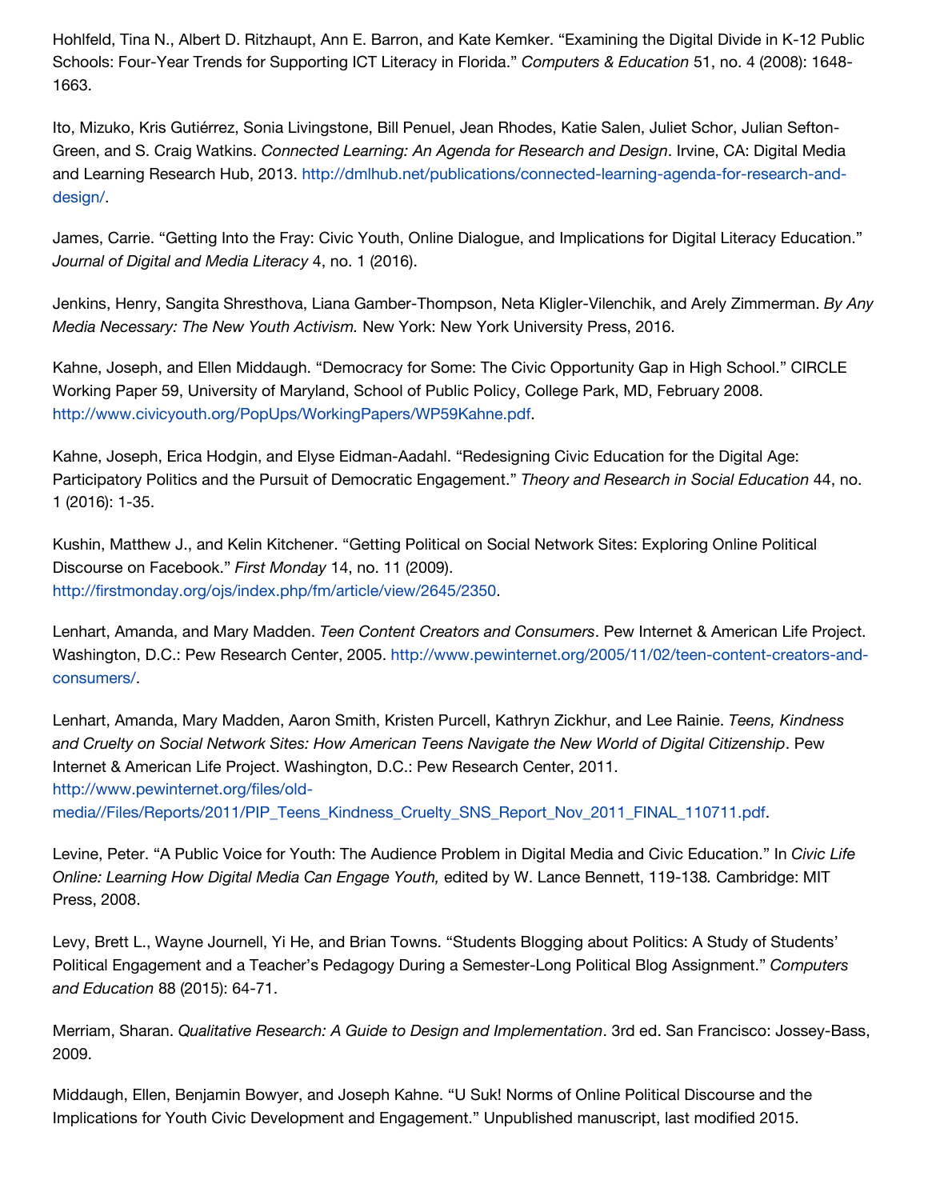Hohlfeld, Tina N., Albert D. Ritzhaupt, Ann E. Barron, and Kate Kemker. "Examining the Digital Divide in K-12 Public Schools: Four-Year Trends for Supporting ICT Literacy in Florida." *Computers & Education* 51, no. 4 (2008): 1648-1663.

Ito, Mizuko, Kris Gutiérrez, Sonia Livingstone, Bill Penuel, Jean Rhodes, Katie Salen, Juliet Schor, Julian Sefton-Green, and S. Craig Watkins. *Connected Learning: An Agenda for Research and Design*. Irvine, CA: Digital Media and Learning Research Hub, 2013. http://dmlhub.net/publications/connected-learning-agenda-for-research-and-design/.

James, Carrie. "Getting Into the Fray: Civic Youth, Online Dialogue, and Implications for Digital Literacy Education." *Journal of Digital and Media Literacy* 4, no. 1 (2016).

Jenkins, Henry, Sangita Shresthova, Liana Gamber-Thompson, Neta Kligler-Vilenchik, and Arely Zimmerman. *By Any Media Necessary: The New Youth Activism.* New York: New York University Press, 2016.

Kahne, Joseph, and Ellen Middaugh. "Democracy for Some: The Civic Opportunity Gap in High School." CIRCLE Working Paper 59, University of Maryland, School of Public Policy, College Park, MD, February 2008. http://www.civicyouth.org/PopUps/WorkingPapers/WP59Kahne.pdf.

Kahne, Joseph, Erica Hodgin, and Elyse Eidman-Aadahl. "Redesigning Civic Education for the Digital Age: Participatory Politics and the Pursuit of Democratic Engagement." *Theory and Research in Social Education* 44, no. 1 (2016): 1-35.

Kushin, Matthew J., and Kelin Kitchener. "Getting Political on Social Network Sites: Exploring Online Political Discourse on Facebook." *First Monday* 14, no. 11 (2009). http://firstmonday.org/ojs/index.php/fm/article/view/2645/2350.

Lenhart, Amanda, and Mary Madden. *Teen Content Creators and Consumers*. Pew Internet & American Life Project. Washington, D.C.: Pew Research Center, 2005. http://www.pewinternet.org/2005/11/02/teen-content-creators-and-consumers/.

Lenhart, Amanda, Mary Madden, Aaron Smith, Kristen Purcell, Kathryn Zickhur, and Lee Rainie. *Teens, Kindness and Cruelty on Social Network Sites: How American Teens Navigate the New World of Digital Citizenship*. Pew Internet & American Life Project. Washington, D.C.: Pew Research Center, 2011. http://www.pewinternet.org/files/old-media//Files/Reports/2011/PIP_Teens_Kindness_Cruelty_SNS_Report_Nov_2011_FINAL_110711.pdf.

Levine, Peter. "A Public Voice for Youth: The Audience Problem in Digital Media and Civic Education." In *Civic Life Online: Learning How Digital Media Can Engage Youth,* edited by W. Lance Bennett, 119-138*.* Cambridge: MIT Press, 2008.

Levy, Brett L., Wayne Journell, Yi He, and Brian Towns. "Students Blogging about Politics: A Study of Students' Political Engagement and a Teacher's Pedagogy During a Semester-Long Political Blog Assignment." *Computers and Education* 88 (2015): 64-71.

Merriam, Sharan. *Qualitative Research: A Guide to Design and Implementation*. 3rd ed. San Francisco: Jossey-Bass, 2009.

Middaugh, Ellen, Benjamin Bowyer, and Joseph Kahne. "U Suk! Norms of Online Political Discourse and the Implications for Youth Civic Development and Engagement." Unpublished manuscript, last modified 2015.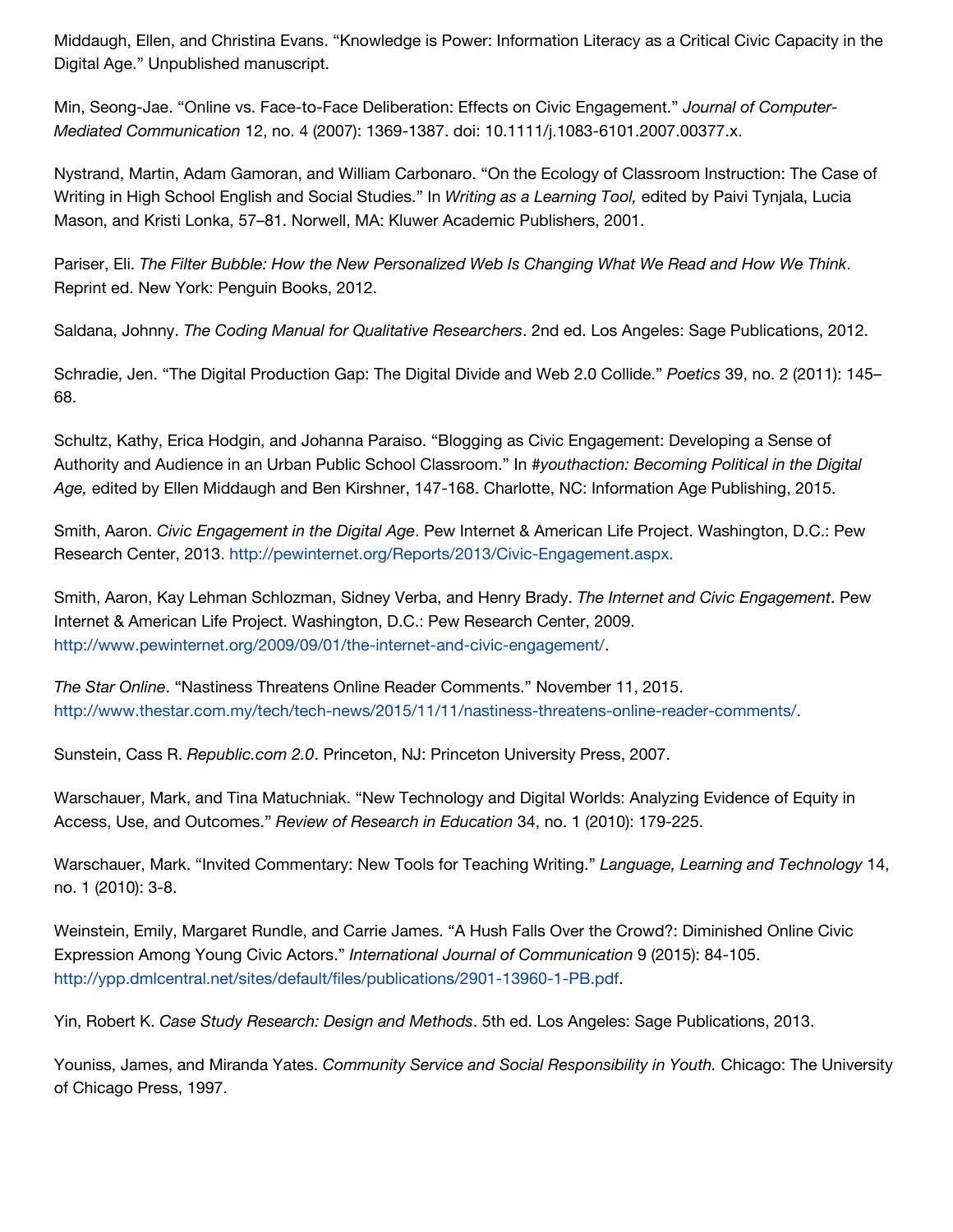Middaugh, Ellen, and Christina Evans. "Knowledge is Power: Information Literacy as a Critical Civic Capacity in the Digital Age." Unpublished manuscript.

Min, Seong-Jae. "Online vs. Face-to-Face Deliberation: Effects on Civic Engagement." *Journal of Computer-Mediated Communication* 12, no. 4 (2007): 1369-1387. doi: 10.1111/j.1083-6101.2007.00377.x.

Nystrand, Martin, Adam Gamoran, and William Carbonaro. "On the Ecology of Classroom Instruction: The Case of Writing in High School English and Social Studies." In *Writing as a Learning Tool,* edited by Paivi Tynjala, Lucia Mason, and Kristi Lonka, 57–81. Norwell, MA: Kluwer Academic Publishers, 2001.

Pariser, Eli. *The Filter Bubble: How the New Personalized Web Is Changing What We Read and How We Think*. Reprint ed. New York: Penguin Books, 2012.

Saldana, Johnny. *The Coding Manual for Qualitative Researchers*. 2nd ed. Los Angeles: Sage Publications, 2012.

Schradie, Jen. "The Digital Production Gap: The Digital Divide and Web 2.0 Collide." *Poetics* 39, no. 2 (2011): 145–68.

Schultz, Kathy, Erica Hodgin, and Johanna Paraiso. "Blogging as Civic Engagement: Developing a Sense of Authority and Audience in an Urban Public School Classroom." In *#youthaction: Becoming Political in the Digital Age,* edited by Ellen Middaugh and Ben Kirshner, 147-168. Charlotte, NC: Information Age Publishing, 2015.

Smith, Aaron. *Civic Engagement in the Digital Age*. Pew Internet & American Life Project. Washington, D.C.: Pew Research Center, 2013. http://pewinternet.org/Reports/2013/Civic-Engagement.aspx.

Smith, Aaron, Kay Lehman Schlozman, Sidney Verba, and Henry Brady. *The Internet and Civic Engagement*. Pew Internet & American Life Project. Washington, D.C.: Pew Research Center, 2009. http://www.pewinternet.org/2009/09/01/the-internet-and-civic-engagement/.

*The Star Online*. "Nastiness Threatens Online Reader Comments." November 11, 2015. http://www.thestar.com.my/tech/tech-news/2015/11/11/nastiness-threatens-online-reader-comments/.

Sunstein, Cass R. *Republic.com 2.0*. Princeton, NJ: Princeton University Press, 2007.

Warschauer, Mark, and Tina Matuchniak. "New Technology and Digital Worlds: Analyzing Evidence of Equity in Access, Use, and Outcomes." *Review of Research in Education* 34, no. 1 (2010): 179-225.

Warschauer, Mark. "Invited Commentary: New Tools for Teaching Writing." *Language, Learning and Technology* 14, no. 1 (2010): 3-8.

Weinstein, Emily, Margaret Rundle, and Carrie James. "A Hush Falls Over the Crowd?: Diminished Online Civic Expression Among Young Civic Actors." *International Journal of Communication* 9 (2015): 84-105. http://ypp.dmlcentral.net/sites/default/files/publications/2901-13960-1-PB.pdf.

Yin, Robert K. *Case Study Research: Design and Methods*. 5th ed. Los Angeles: Sage Publications, 2013.

Youniss, James, and Miranda Yates. *Community Service and Social Responsibility in Youth.* Chicago: The University of Chicago Press, 1997.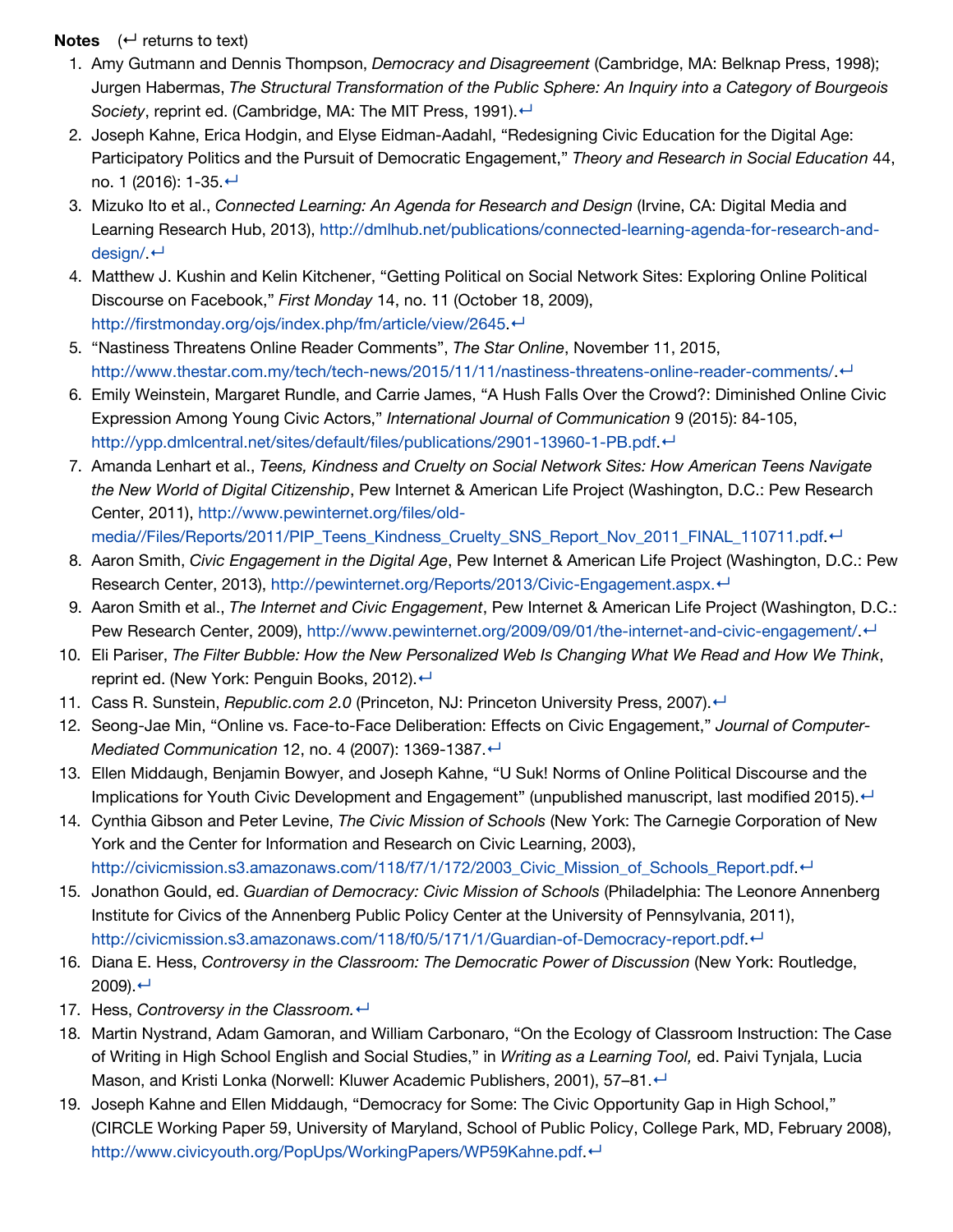**Notes** (↩ returns to text)

1. Amy Gutmann and Dennis Thompson, *Democracy and Disagreement* (Cambridge, MA: Belknap Press, 1998); Jurgen Habermas, *The Structural Transformation of the Public Sphere: An Inquiry into a Category of Bourgeois Society*, reprint ed. (Cambridge, MA: The MIT Press, 1991).↩
2. Joseph Kahne, Erica Hodgin, and Elyse Eidman-Aadahl, "Redesigning Civic Education for the Digital Age: Participatory Politics and the Pursuit of Democratic Engagement," *Theory and Research in Social Education* 44, no. 1 (2016): 1-35.↩
3. Mizuko Ito et al., *Connected Learning: An Agenda for Research and Design* (Irvine, CA: Digital Media and Learning Research Hub, 2013), http://dmlhub.net/publications/connected-learning-agenda-for-research-and-design/.↩
4. Matthew J. Kushin and Kelin Kitchener, "Getting Political on Social Network Sites: Exploring Online Political Discourse on Facebook," *First Monday* 14, no. 11 (October 18, 2009), http://firstmonday.org/ojs/index.php/fm/article/view/2645.↩
5. "Nastiness Threatens Online Reader Comments", *The Star Online*, November 11, 2015, http://www.thestar.com.my/tech/tech-news/2015/11/11/nastiness-threatens-online-reader-comments/.↩
6. Emily Weinstein, Margaret Rundle, and Carrie James, "A Hush Falls Over the Crowd?: Diminished Online Civic Expression Among Young Civic Actors," *International Journal of Communication* 9 (2015): 84-105, http://ypp.dmlcentral.net/sites/default/files/publications/2901-13960-1-PB.pdf.↩
7. Amanda Lenhart et al., *Teens, Kindness and Cruelty on Social Network Sites: How American Teens Navigate the New World of Digital Citizenship*, Pew Internet & American Life Project (Washington, D.C.: Pew Research Center, 2011), http://www.pewinternet.org/files/old-media//Files/Reports/2011/PIP_Teens_Kindness_Cruelty_SNS_Report_Nov_2011_FINAL_110711.pdf.↩
8. Aaron Smith, *Civic Engagement in the Digital Age*, Pew Internet & American Life Project (Washington, D.C.: Pew Research Center, 2013), http://pewinternet.org/Reports/2013/Civic-Engagement.aspx.↩
9. Aaron Smith et al., *The Internet and Civic Engagement*, Pew Internet & American Life Project (Washington, D.C.: Pew Research Center, 2009), http://www.pewinternet.org/2009/09/01/the-internet-and-civic-engagement/.↩
10. Eli Pariser, *The Filter Bubble: How the New Personalized Web Is Changing What We Read and How We Think*, reprint ed. (New York: Penguin Books, 2012).↩
11. Cass R. Sunstein, *Republic.com 2.0* (Princeton, NJ: Princeton University Press, 2007).↩
12. Seong-Jae Min, "Online vs. Face-to-Face Deliberation: Effects on Civic Engagement," *Journal of Computer-Mediated Communication* 12, no. 4 (2007): 1369-1387.↩
13. Ellen Middaugh, Benjamin Bowyer, and Joseph Kahne, "U Suk! Norms of Online Political Discourse and the Implications for Youth Civic Development and Engagement" (unpublished manuscript, last modified 2015).↩
14. Cynthia Gibson and Peter Levine, *The Civic Mission of Schools* (New York: The Carnegie Corporation of New York and the Center for Information and Research on Civic Learning, 2003), http://civicmission.s3.amazonaws.com/118/f7/1/172/2003_Civic_Mission_of_Schools_Report.pdf.↩
15. Jonathon Gould, ed. *Guardian of Democracy: Civic Mission of Schools* (Philadelphia: The Leonore Annenberg Institute for Civics of the Annenberg Public Policy Center at the University of Pennsylvania, 2011), http://civicmission.s3.amazonaws.com/118/f0/5/171/1/Guardian-of-Democracy-report.pdf.↩
16. Diana E. Hess, *Controversy in the Classroom: The Democratic Power of Discussion* (New York: Routledge, 2009).↩
17. Hess, *Controversy in the Classroom.*↩
18. Martin Nystrand, Adam Gamoran, and William Carbonaro, "On the Ecology of Classroom Instruction: The Case of Writing in High School English and Social Studies," in *Writing as a Learning Tool,* ed. Paivi Tynjala, Lucia Mason, and Kristi Lonka (Norwell: Kluwer Academic Publishers, 2001), 57–81.↩
19. Joseph Kahne and Ellen Middaugh, "Democracy for Some: The Civic Opportunity Gap in High School," (CIRCLE Working Paper 59, University of Maryland, School of Public Policy, College Park, MD, February 2008), http://www.civicyouth.org/PopUps/WorkingPapers/WP59Kahne.pdf.↩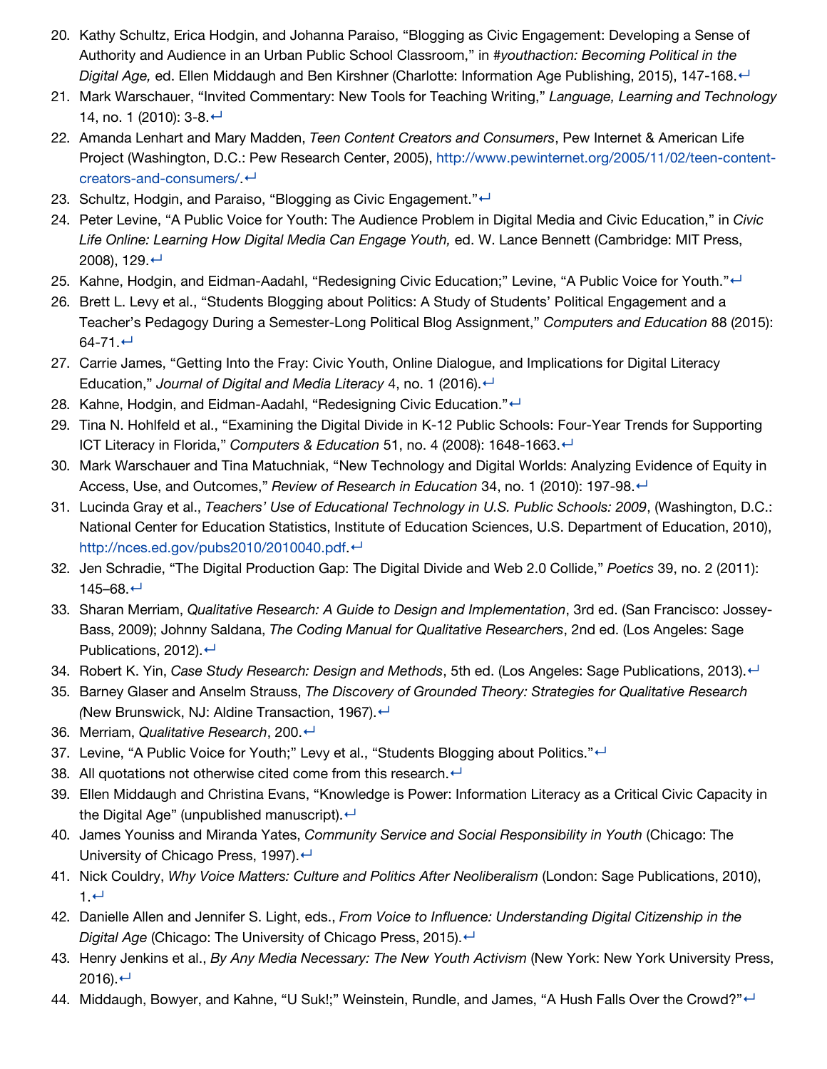20. Kathy Schultz, Erica Hodgin, and Johanna Paraiso, “Blogging as Civic Engagement: Developing a Sense of Authority and Audience in an Urban Public School Classroom,” in *#youthaction: Becoming Political in the Digital Age,* ed. Ellen Middaugh and Ben Kirshner (Charlotte: Information Age Publishing, 2015), 147-168.↩
21. Mark Warschauer, “Invited Commentary: New Tools for Teaching Writing,” *Language, Learning and Technology* 14, no. 1 (2010): 3-8.↩
22. Amanda Lenhart and Mary Madden, *Teen Content Creators and Consumers*, Pew Internet & American Life Project (Washington, D.C.: Pew Research Center, 2005), http://www.pewinternet.org/2005/11/02/teen-content-creators-and-consumers/.↩
23. Schultz, Hodgin, and Paraiso, “Blogging as Civic Engagement.”↩
24. Peter Levine, “A Public Voice for Youth: The Audience Problem in Digital Media and Civic Education,” in *Civic Life Online: Learning How Digital Media Can Engage Youth,* ed. W. Lance Bennett (Cambridge: MIT Press, 2008), 129.↩
25. Kahne, Hodgin, and Eidman-Aadahl, “Redesigning Civic Education;” Levine, “A Public Voice for Youth.”↩
26. Brett L. Levy et al., “Students Blogging about Politics: A Study of Students’ Political Engagement and a Teacher’s Pedagogy During a Semester-Long Political Blog Assignment,” *Computers and Education* 88 (2015): 64-71.↩
27. Carrie James, “Getting Into the Fray: Civic Youth, Online Dialogue, and Implications for Digital Literacy Education,” *Journal of Digital and Media Literacy* 4, no. 1 (2016).↩
28. Kahne, Hodgin, and Eidman-Aadahl, “Redesigning Civic Education.”↩
29. Tina N. Hohlfeld et al., “Examining the Digital Divide in K-12 Public Schools: Four-Year Trends for Supporting ICT Literacy in Florida,” *Computers & Education* 51, no. 4 (2008): 1648-1663.↩
30. Mark Warschauer and Tina Matuchniak, “New Technology and Digital Worlds: Analyzing Evidence of Equity in Access, Use, and Outcomes,” *Review of Research in Education* 34, no. 1 (2010): 197-98.↩
31. Lucinda Gray et al., *Teachers’ Use of Educational Technology in U.S. Public Schools: 2009*, (Washington, D.C.: National Center for Education Statistics, Institute of Education Sciences, U.S. Department of Education, 2010), http://nces.ed.gov/pubs2010/2010040.pdf.↩
32. Jen Schradie, “The Digital Production Gap: The Digital Divide and Web 2.0 Collide,” *Poetics* 39, no. 2 (2011): 145–68.↩
33. Sharan Merriam, *Qualitative Research: A Guide to Design and Implementation*, 3rd ed. (San Francisco: Jossey-Bass, 2009); Johnny Saldana, *The Coding Manual for Qualitative Researchers*, 2nd ed. (Los Angeles: Sage Publications, 2012).↩
34. Robert K. Yin, *Case Study Research: Design and Methods*, 5th ed. (Los Angeles: Sage Publications, 2013).↩
35. Barney Glaser and Anselm Strauss, *The Discovery of Grounded Theory: Strategies for Qualitative Research (*New Brunswick, NJ: Aldine Transaction, 1967).↩
36. Merriam, *Qualitative Research*, 200.↩
37. Levine, “A Public Voice for Youth;” Levy et al., “Students Blogging about Politics.”↩
38. All quotations not otherwise cited come from this research.↩
39. Ellen Middaugh and Christina Evans, “Knowledge is Power: Information Literacy as a Critical Civic Capacity in the Digital Age” (unpublished manuscript).↩
40. James Youniss and Miranda Yates, *Community Service and Social Responsibility in Youth* (Chicago: The University of Chicago Press, 1997).↩
41. Nick Couldry, *Why Voice Matters: Culture and Politics After Neoliberalism* (London: Sage Publications, 2010), 1.↩
42. Danielle Allen and Jennifer S. Light, eds., *From Voice to Influence: Understanding Digital Citizenship in the Digital Age* (Chicago: The University of Chicago Press, 2015).↩
43. Henry Jenkins et al., *By Any Media Necessary: The New Youth Activism* (New York: New York University Press, 2016).↩
44. Middaugh, Bowyer, and Kahne, “U Suk!;” Weinstein, Rundle, and James, “A Hush Falls Over the Crowd?”↩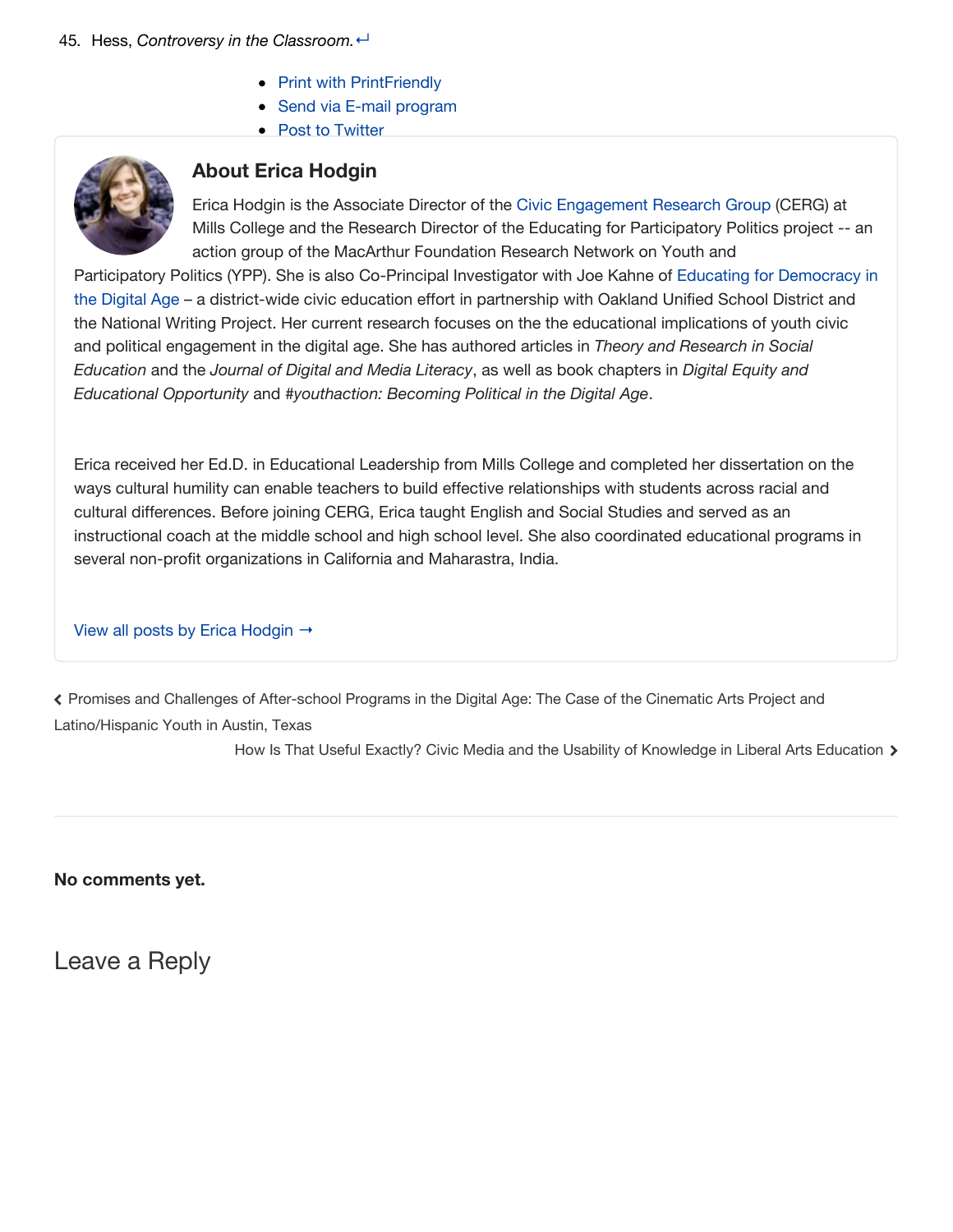45. Hess, *Controversy in the Classroom.* ↩

- Print with PrintFriendly
- Send via E-mail program
- Post to Twitter

### About Erica Hodgin

Erica Hodgin is the Associate Director of the Civic Engagement Research Group (CERG) at Mills College and the Research Director of the Educating for Participatory Politics project -- an action group of the MacArthur Foundation Research Network on Youth and Participatory Politics (YPP). She is also Co-Principal Investigator with Joe Kahne of Educating for Democracy in the Digital Age – a district-wide civic education effort in partnership with Oakland Unified School District and the National Writing Project. Her current research focuses on the the educational implications of youth civic and political engagement in the digital age. She has authored articles in *Theory and Research in Social Education* and the *Journal of Digital and Media Literacy*, as well as book chapters in *Digital Equity and Educational Opportunity* and *#youthaction: Becoming Political in the Digital Age*.

Erica received her Ed.D. in Educational Leadership from Mills College and completed her dissertation on the ways cultural humility can enable teachers to build effective relationships with students across racial and cultural differences. Before joining CERG, Erica taught English and Social Studies and served as an instructional coach at the middle school and high school level. She also coordinated educational programs in several non-profit organizations in California and Maharastra, India.

View all posts by Erica Hodgin →

‹ Promises and Challenges of After-school Programs in the Digital Age: The Case of the Cinematic Arts Project and Latino/Hispanic Youth in Austin, Texas

How Is That Useful Exactly? Civic Media and the Usability of Knowledge in Liberal Arts Education ›

**No comments yet.**

## Leave a Reply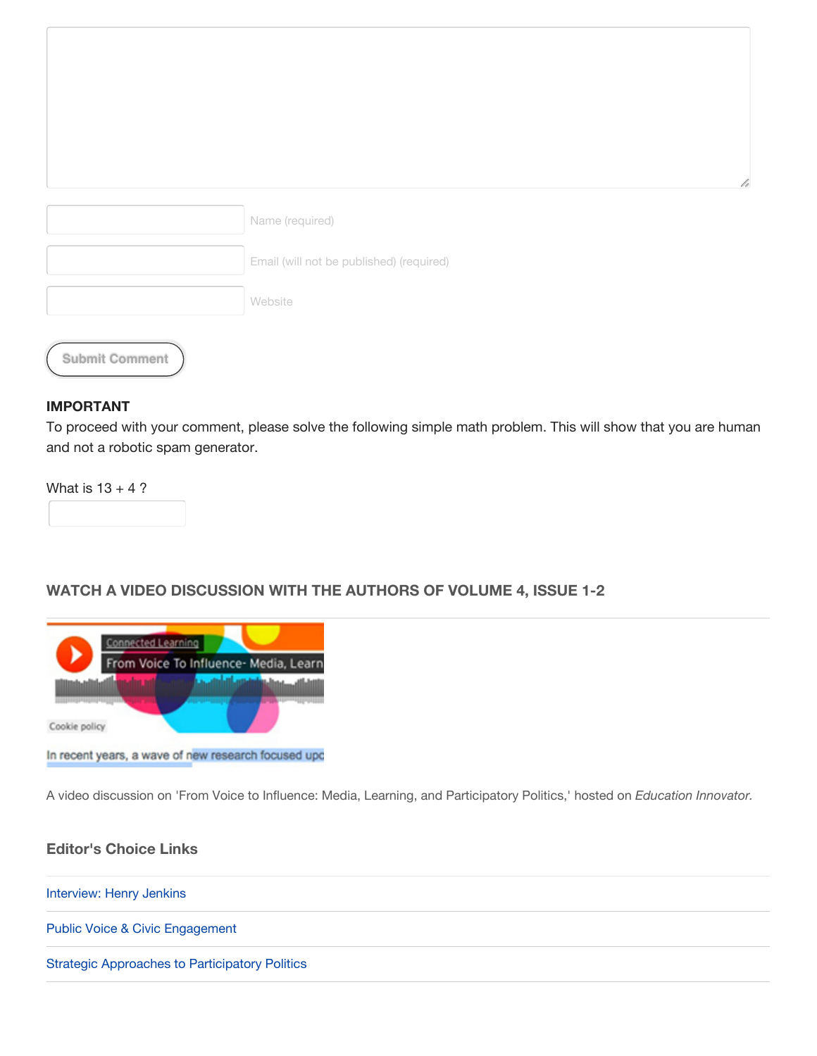Name (required)

Email (will not be published) (required)

Website

Submit Comment

**IMPORTANT**

To proceed with your comment, please solve the following simple math problem. This will show that you are human and not a robotic spam generator.

What is 13 + 4 ?

### WATCH A VIDEO DISCUSSION WITH THE AUTHORS OF VOLUME 4, ISSUE 1-2

Connected Learning

From Voice To Influence- Media, Learn

Cookie policy

In recent years, a wave of new research focused upc

A video discussion on 'From Voice to Influence: Media, Learning, and Participatory Politics,' hosted on *Education Innovator.*

### Editor's Choice Links

Interview: Henry Jenkins

Public Voice & Civic Engagement

Strategic Approaches to Participatory Politics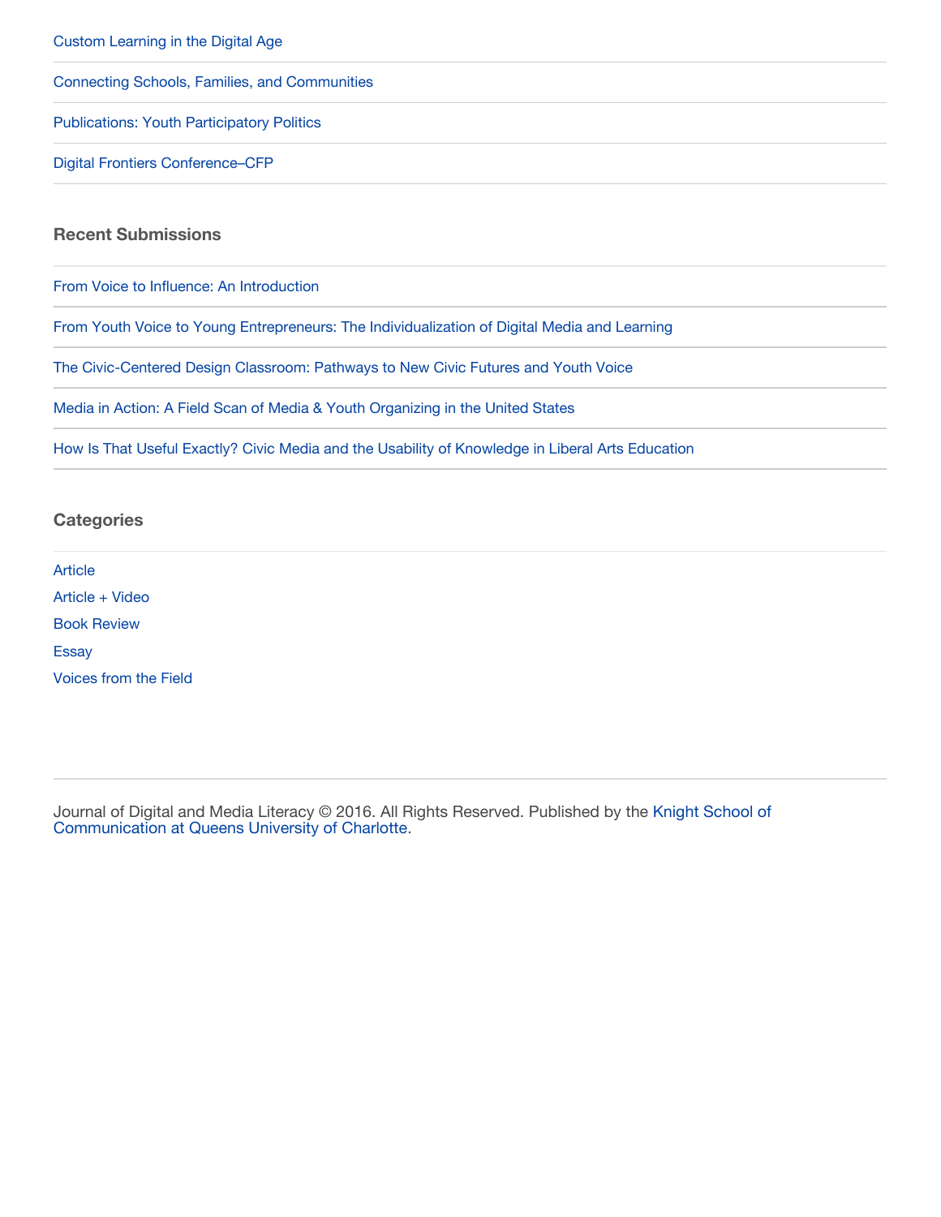Custom Learning in the Digital Age

Connecting Schools, Families, and Communities

Publications: Youth Participatory Politics

Digital Frontiers Conference–CFP

### Recent Submissions

From Voice to Influence: An Introduction

From Youth Voice to Young Entrepreneurs: The Individualization of Digital Media and Learning

The Civic-Centered Design Classroom: Pathways to New Civic Futures and Youth Voice

Media in Action: A Field Scan of Media & Youth Organizing in the United States

How Is That Useful Exactly? Civic Media and the Usability of Knowledge in Liberal Arts Education

### Categories

Article

Article + Video

Book Review

Essay

Voices from the Field

Journal of Digital and Media Literacy © 2016. All Rights Reserved. Published by the Knight School of Communication at Queens University of Charlotte.